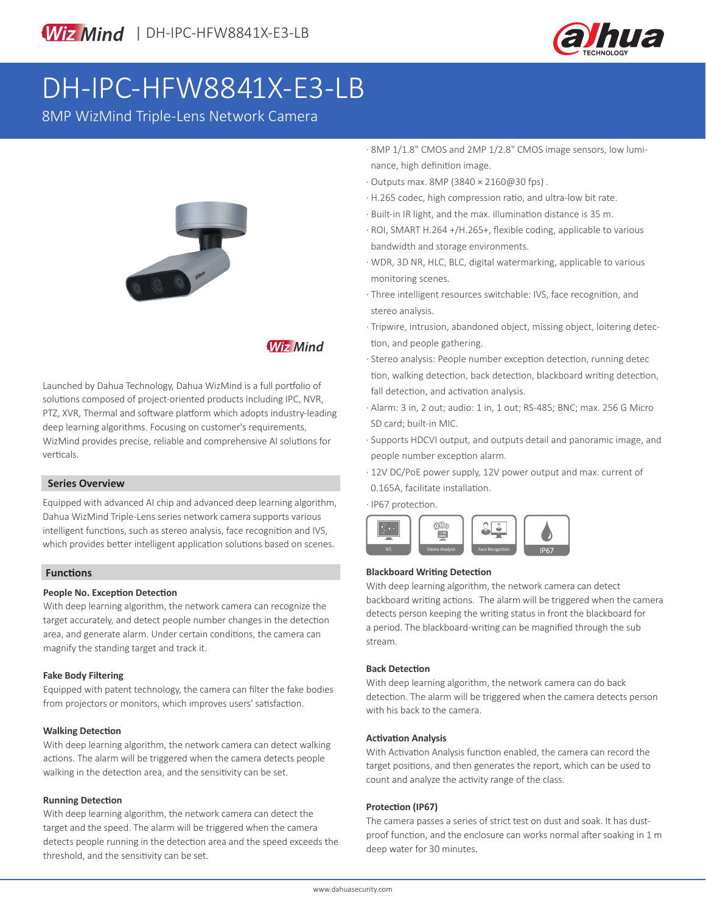# DH-IPC-HFW8841X-E3-LB

8MP WizMind Triple-Lens Network Camera

- 8MP 1/1.8" CMOS and 2MP 1/2.8" CMOS image sensors, low luminance, high definition image.
- Outputs max. 8MP (3840 × 2160@30 fps) .
- H.265 codec, high compression ratio, and ultra-low bit rate.
- Built-in IR light, and the max. illumination distance is 35 m.
- ROI, SMART H.264 +/H.265+, flexible coding, applicable to various bandwidth and storage environments.
- WDR, 3D NR, HLC, BLC, digital watermarking, applicable to various monitoring scenes.
- Three intelligent resources switchable: IVS, face recognition, and stereo analysis.
- Tripwire, intrusion, abandoned object, missing object, loitering detection, and people gathering.
- Stereo analysis: People number exception detection, running detection, walking detection, back detection, blackboard writing detection, fall detection, and activation analysis.
- Alarm: 3 in, 2 out; audio: 1 in, 1 out; RS-485; BNC; max. 256 G Micro SD card; built-in MIC.
- Supports HDCVI output, and outputs detail and panoramic image, and people number exception alarm.
- 12V DC/PoE power supply, 12V power output and max. current of 0.165A, facilitate installation.
- IP67 protection.

IVS | Stereo Analysis | Face Recognition | IP67

Launched by Dahua Technology, Dahua WizMind is a full portfolio of solutions composed of project-oriented products including IPC, NVR, PTZ, XVR, Thermal and software platform which adopts industry-leading deep learning algorithms. Focusing on customer's requirements, WizMind provides precise, reliable and comprehensive AI solutions for verticals.

## Series Overview

Equipped with advanced AI chip and advanced deep learning algorithm, Dahua WizMind Triple-Lens series network camera supports various intelligent functions, such as stereo analysis, face recognition and IVS, which provides better intelligent application solutions based on scenes.

## Functions

### People No. Exception Detection

With deep learning algorithm, the network camera can recognize the target accurately, and detect people number changes in the detection area, and generate alarm. Under certain conditions, the camera can magnify the standing target and track it.

### Fake Body Filtering

Equipped with patent technology, the camera can filter the fake bodies from projectors or monitors, which improves users' satisfaction.

### Walking Detection

With deep learning algorithm, the network camera can detect walking actions. The alarm will be triggered when the camera detects people walking in the detection area, and the sensitivity can be set.

### Running Detection

With deep learning algorithm, the network camera can detect the target and the speed. The alarm will be triggered when the camera detects people running in the detection area and the speed exceeds the threshold, and the sensitivity can be set.

### Blackboard Writing Detection

With deep learning algorithm, the network camera can detect backboard writing actions. The alarm will be triggered when the camera detects person keeping the writing status in front the blackboard for a period. The blackboard-writing can be magnified through the sub stream.

### Back Detection

With deep learning algorithm, the network camera can do back detection. The alarm will be triggered when the camera detects person with his back to the camera.

### Activation Analysis

With Activation Analysis function enabled, the camera can record the target positions, and then generates the report, which can be used to count and analyze the activity range of the class.

### Protection (IP67)

The camera passes a series of strict test on dust and soak. It has dust-proof function, and the enclosure can works normal after soaking in 1 m deep water for 30 minutes.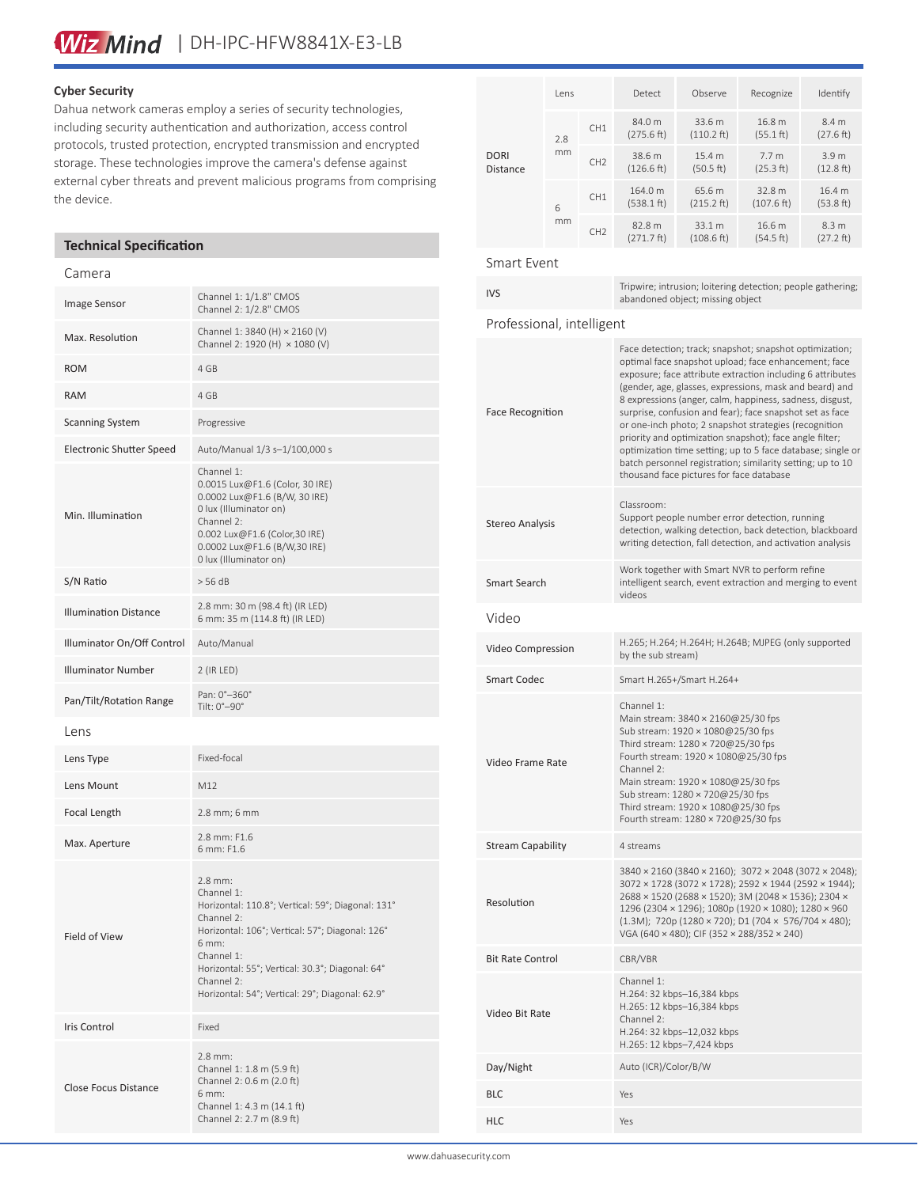## Cyber Security

Dahua network cameras employ a series of security technologies, including security authentication and authorization, access control protocols, trusted protection, encrypted transmission and encrypted storage. These technologies improve the camera's defense against external cyber threats and prevent malicious programs from comprising the device.

## Technical Specification

### Camera

| | |
|---|---|
| Image Sensor | Channel 1: 1/1.8" CMOS<br>Channel 2: 1/2.8" CMOS |
| Max. Resolution | Channel 1: 3840 (H) × 2160 (V)<br>Channel 2: 1920 (H) × 1080 (V) |
| ROM | 4 GB |
| RAM | 4 GB |
| Scanning System | Progressive |
| Electronic Shutter Speed | Auto/Manual 1/3 s–1/100,000 s |
| Min. Illumination | Channel 1:<br>0.0015 Lux@F1.6 (Color, 30 IRE)<br>0.0002 Lux@F1.6 (B/W, 30 IRE)<br>0 lux (Illuminator on)<br>Channel 2:<br>0.002 Lux@F1.6 (Color,30 IRE)<br>0.0002 Lux@F1.6 (B/W,30 IRE)<br>0 lux (Illuminator on) |
| S/N Ratio | > 56 dB |
| Illumination Distance | 2.8 mm: 30 m (98.4 ft) (IR LED)<br>6 mm: 35 m (114.8 ft) (IR LED) |
| Illuminator On/Off Control | Auto/Manual |
| Illuminator Number | 2 (IR LED) |
| Pan/Tilt/Rotation Range | Pan: 0°–360°<br>Tilt: 0°–90° |

### Lens

| | |
|---|---|
| Lens Type | Fixed-focal |
| Lens Mount | M12 |
| Focal Length | 2.8 mm; 6 mm |
| Max. Aperture | 2.8 mm: F1.6<br>6 mm: F1.6 |
| Field of View | 2.8 mm:<br>Channel 1:<br>Horizontal: 110.8°; Vertical: 59°; Diagonal: 131°<br>Channel 2:<br>Horizontal: 106°; Vertical: 57°; Diagonal: 126°<br>6 mm:<br>Channel 1:<br>Horizontal: 55°; Vertical: 30.3°; Diagonal: 64°<br>Channel 2:<br>Horizontal: 54°; Vertical: 29°; Diagonal: 62.9° |
| Iris Control | Fixed |
| Close Focus Distance | 2.8 mm:<br>Channel 1: 1.8 m (5.9 ft)<br>Channel 2: 0.6 m (2.0 ft)<br>6 mm:<br>Channel 1: 4.3 m (14.1 ft)<br>Channel 2: 2.7 m (8.9 ft) |

| DORI Distance | Lens | | Detect | Observe | Recognize | Identify |
|---|---|---|---|---|---|---|
| | 2.8 mm | CH1 | 84.0 m (275.6 ft) | 33.6 m (110.2 ft) | 16.8 m (55.1 ft) | 8.4 m (27.6 ft) |
| | | CH2 | 38.6 m (126.6 ft) | 15.4 m (50.5 ft) | 7.7 m (25.3 ft) | 3.9 m (12.8 ft) |
| | 6 mm | CH1 | 164.0 m (538.1 ft) | 65.6 m (215.2 ft) | 32.8 m (107.6 ft) | 16.4 m (53.8 ft) |
| | | CH2 | 82.8 m (271.7 ft) | 33.1 m (108.6 ft) | 16.6 m (54.5 ft) | 8.3 m (27.2 ft) |

### Smart Event

| | |
|---|---|
| IVS | Tripwire; intrusion; loitering detection; people gathering; abandoned object; missing object |

### Professional, intelligent

| | |
|---|---|
| Face Recognition | Face detection; track; snapshot; snapshot optimization; optimal face snapshot upload; face enhancement; face exposure; face attribute extraction including 6 attributes (gender, age, glasses, expressions, mask and beard) and 8 expressions (anger, calm, happiness, sadness, disgust, surprise, confusion and fear); face snapshot set as face or one-inch photo; 2 snapshot strategies (recognition priority and optimization snapshot); face angle filter; optimization time setting; up to 5 face database; single or batch personnel registration; similarity setting; up to 10 thousand face pictures for face database |
| Stereo Analysis | Classroom:<br>Support people number error detection, running detection, walking detection, back detection, blackboard writing detection, fall detection, and activation analysis |
| Smart Search | Work together with Smart NVR to perform refine intelligent search, event extraction and merging to event videos |

### Video

| | |
|---|---|
| Video Compression | H.265; H.264; H.264H; H.264B; MJPEG (only supported by the sub stream) |
| Smart Codec | Smart H.265+/Smart H.264+ |
| Video Frame Rate | Channel 1:<br>Main stream: 3840 × 2160@25/30 fps<br>Sub stream: 1920 × 1080@25/30 fps<br>Third stream: 1280 × 720@25/30 fps<br>Fourth stream: 1920 × 1080@25/30 fps<br>Channel 2:<br>Main stream: 1920 × 1080@25/30 fps<br>Sub stream: 1280 × 720@25/30 fps<br>Third stream: 1920 × 1080@25/30 fps<br>Fourth stream: 1280 × 720@25/30 fps |
| Stream Capability | 4 streams |
| Resolution | 3840 × 2160 (3840 × 2160); 3072 × 2048 (3072 × 2048); 3072 × 1728 (3072 × 1728); 2592 × 1944 (2592 × 1944); 2688 × 1520 (2688 × 1520); 3M (2048 × 1536); 2304 × 1296 (2304 × 1296); 1080p (1920 × 1080); 1280 × 960 (1.3M); 720p (1280 × 720); D1 (704 × 576/704 × 480); VGA (640 × 480); CIF (352 × 288/352 × 240) |
| Bit Rate Control | CBR/VBR |
| Video Bit Rate | Channel 1:<br>H.264: 32 kbps–16,384 kbps<br>H.265: 12 kbps–16,384 kbps<br>Channel 2:<br>H.264: 32 kbps–12,032 kbps<br>H.265: 12 kbps–7,424 kbps |
| Day/Night | Auto (ICR)/Color/B/W |
| BLC | Yes |
| HLC | Yes |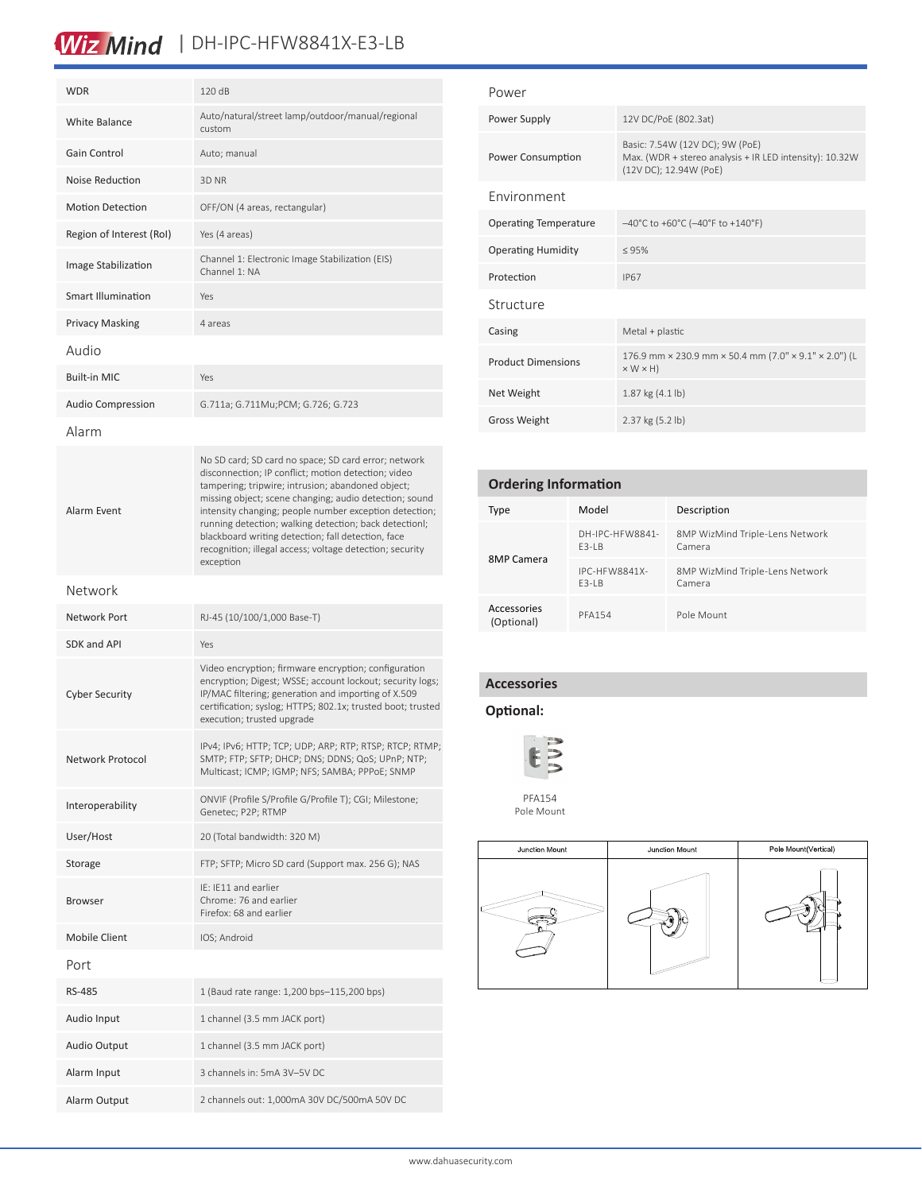| | |
|---|---|
| WDR | 120 dB |
| White Balance | Auto/natural/street lamp/outdoor/manual/regional custom |
| Gain Control | Auto; manual |
| Noise Reduction | 3D NR |
| Motion Detection | OFF/ON (4 areas, rectangular) |
| Region of Interest (RoI) | Yes (4 areas) |
| Image Stabilization | Channel 1: Electronic Image Stabilization (EIS)<br>Channel 1: NA |
| Smart Illumination | Yes |
| Privacy Masking | 4 areas |

## Audio

| | |
|---|---|
| Built-in MIC | Yes |
| Audio Compression | G.711a; G.711Mu;PCM; G.726; G.723 |

## Alarm

| | |
|---|---|
| Alarm Event | No SD card; SD card no space; SD card error; network disconnection; IP conflict; motion detection; video tampering; tripwire; intrusion; abandoned object; missing object; scene changing; audio detection; sound intensity changing; people number exception detection; running detection; walking detection; back detectionl; blackboard writing detection; fall detection, face recognition; illegal access; voltage detection; security exception |

## Network

| | |
|---|---|
| Network Port | RJ-45 (10/100/1,000 Base-T) |
| SDK and API | Yes |
| Cyber Security | Video encryption; firmware encryption; configuration encryption; Digest; WSSE; account lockout; security logs; IP/MAC filtering; generation and importing of X.509 certification; syslog; HTTPS; 802.1x; trusted boot; trusted execution; trusted upgrade |
| Network Protocol | IPv4; IPv6; HTTP; TCP; UDP; ARP; RTP; RTSP; RTCP; RTMP; SMTP; FTP; SFTP; DHCP; DNS; DDNS; QoS; UPnP; NTP; Multicast; ICMP; IGMP; NFS; SAMBA; PPPoE; SNMP |
| Interoperability | ONVIF (Profile S/Profile G/Profile T); CGI; Milestone; Genetec; P2P; RTMP |
| User/Host | 20 (Total bandwidth: 320 M) |
| Storage | FTP; SFTP; Micro SD card (Support max. 256 G); NAS |
| Browser | IE: IE11 and earlier<br>Chrome: 76 and earlier<br>Firefox: 68 and earlier |
| Mobile Client | IOS; Android |

## Port

| | |
|---|---|
| RS-485 | 1 (Baud rate range: 1,200 bps–115,200 bps) |
| Audio Input | 1 channel (3.5 mm JACK port) |
| Audio Output | 1 channel (3.5 mm JACK port) |
| Alarm Input | 3 channels in: 5mA 3V–5V DC |
| Alarm Output | 2 channels out: 1,000mA 30V DC/500mA 50V DC |

## Power

| | |
|---|---|
| Power Supply | 12V DC/PoE (802.3at) |
| Power Consumption | Basic: 7.54W (12V DC); 9W (PoE)<br>Max. (WDR + stereo analysis + IR LED intensity): 10.32W (12V DC); 12.94W (PoE) |

## Environment

| | |
|---|---|
| Operating Temperature | –40°C to +60°C (–40°F to +140°F) |
| Operating Humidity | ≤ 95% |
| Protection | IP67 |

## Structure

| | |
|---|---|
| Casing | Metal + plastic |
| Product Dimensions | 176.9 mm × 230.9 mm × 50.4 mm (7.0" × 9.1" × 2.0") (L × W × H) |
| Net Weight | 1.87 kg (4.1 lb) |
| Gross Weight | 2.37 kg (5.2 lb) |

## Ordering Information

| Type | Model | Description |
|---|---|---|
| 8MP Camera | DH-IPC-HFW8841-E3-LB | 8MP WizMind Triple-Lens Network Camera |
| | IPC-HFW8841X-E3-LB | 8MP WizMind Triple-Lens Network Camera |
| Accessories (Optional) | PFA154 | Pole Mount |

## Accessories

**Optional:**

PFA154
Pole Mount

| Junction Mount | Junction Mount | Pole Mount(Vertical) |
|---|---|---|
| | | |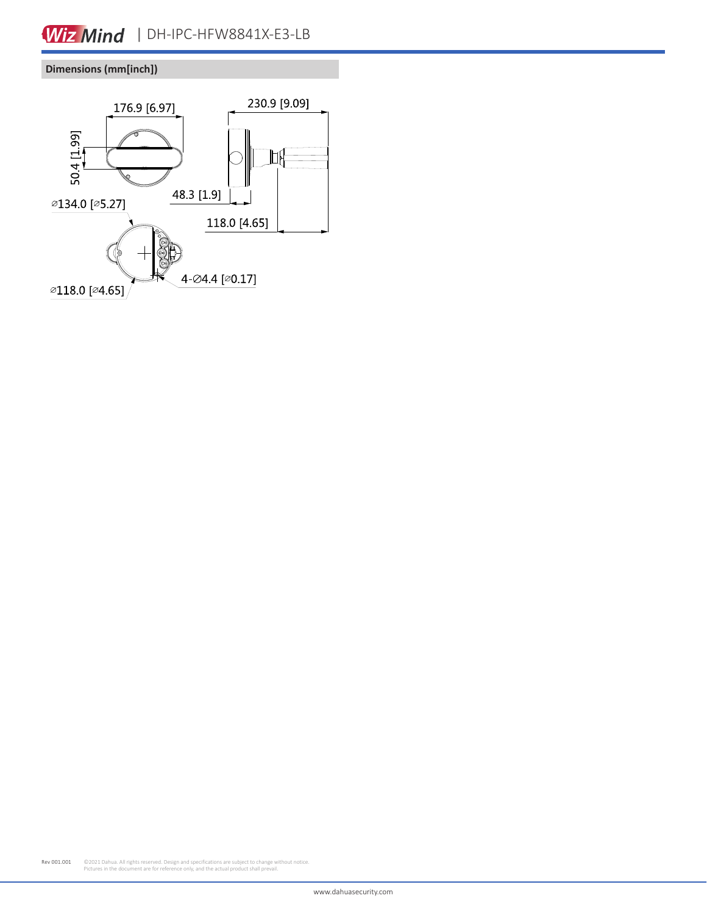## Dimensions (mm[inch])

176.9 [6.97]

230.9 [9.09]

50.4 [1.99]

48.3 [1.9]

⌀134.0 [⌀5.27]

118.0 [4.65]

4-∅4.4 [⌀0.17]

⌀118.0 [⌀4.65]

Rev 001.001 ©2021 Dahua. All rights reserved. Design and specifications are subject to change without notice.
Pictures in the document are for reference only, and the actual product shall prevail.